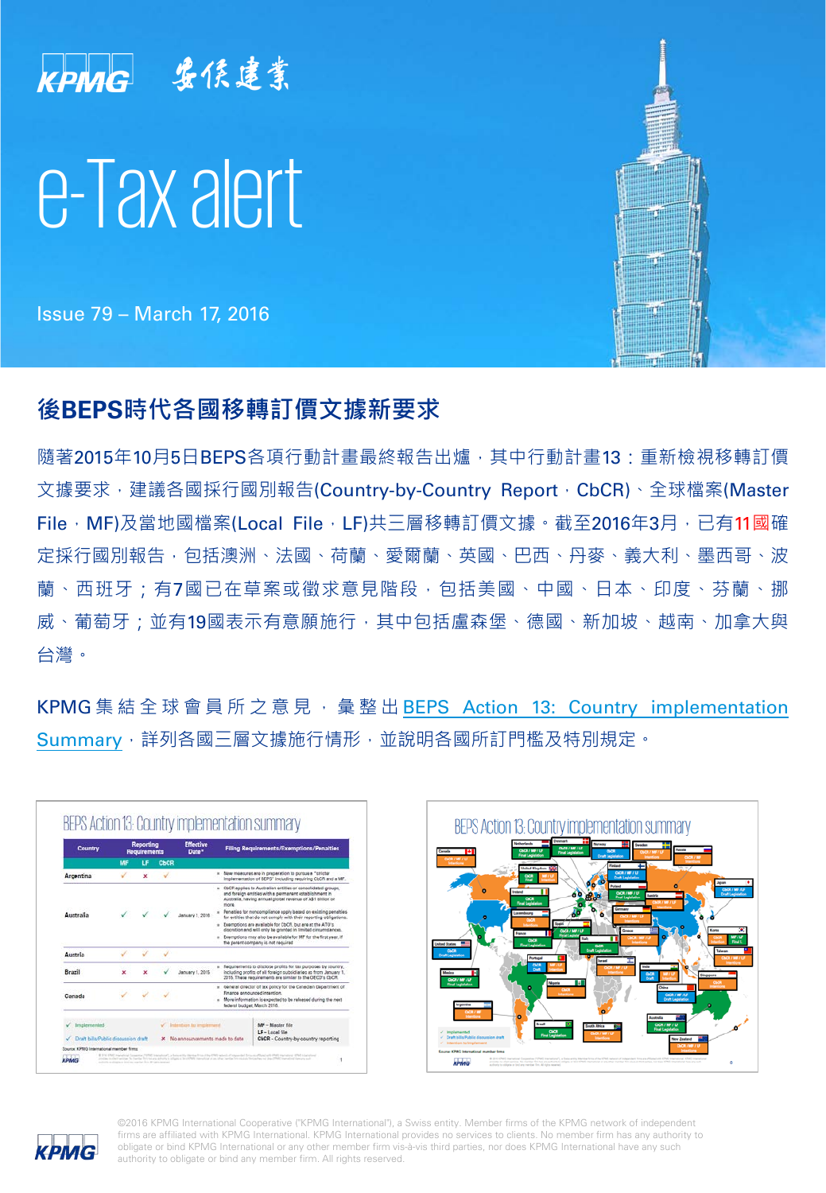KPMG 安侯建業

# e-Tax alert

Issue 79 – March 17, 2016

## 後BEPS時代各國移轉訂價文據新要求

隨著2015年10月5日BEPS各項行動計畫最終報告出爐，其中行動計畫13：重新檢視移轉訂價文據要求，建議各國採行國別報告(Country-by-Country Report，CbCR)、全球檔案(Master File，MF)及當地國檔案(Local File，LF)共三層移轉訂價文據。截至2016年3月，已有11國確定採行國別報告，包括澳洲、法國、荷蘭、愛爾蘭、英國、巴西、丹麥、義大利、墨西哥、波蘭、西班牙；有7國已在草案或徵求意見階段，包括美國、中國、日本、印度、芬蘭、挪威、葡萄牙；並有19國表示有意願施行，其中包括盧森堡、德國、新加坡、越南、加拿大與台灣。

KPMG集結全球會員所之意見，彙整出BEPS Action 13: Country implementation Summary，詳列各國三層文據施行情形，並說明各國所訂門檻及特別規定。

©2016 KPMG International Cooperative ("KPMG International"), a Swiss entity. Member firms of the KPMG network of independent firms are affiliated with KPMG International. KPMG International provides no services to clients. No member firm has any authority to obligate or bind KPMG International or any other member firm vis-à-vis third parties, nor does KPMG International have any such authority to obligate or bind any member firm. All rights reserved.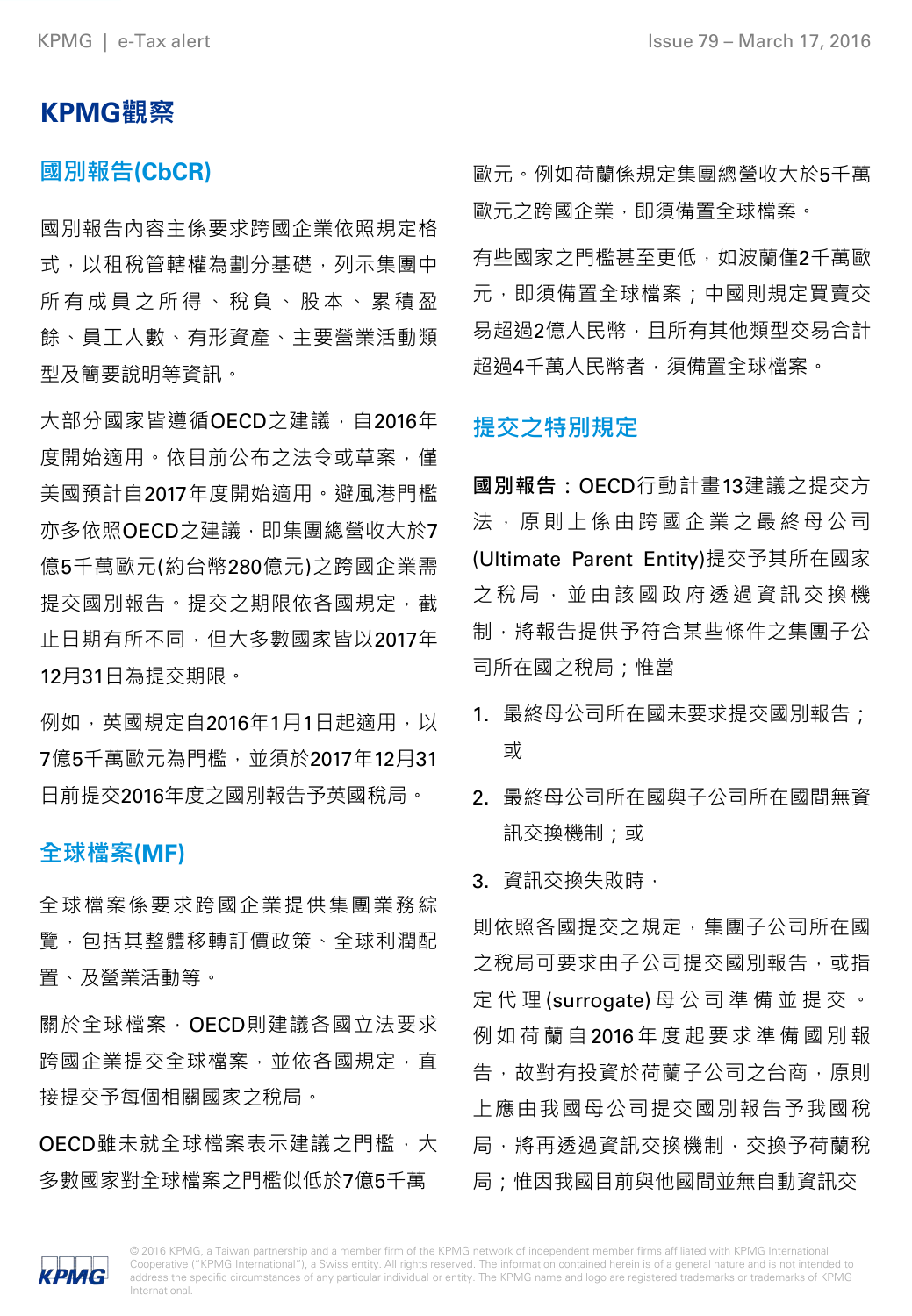# KPMG觀察

## 國別報告(CbCR)

國別報告內容主係要求跨國企業依照規定格式，以租稅管轄權為劃分基礎，列示集團中所有成員之所得、稅負、股本、累積盈餘、員工人數、有形資產、主要營業活動類型及簡要說明等資訊。

大部分國家皆遵循OECD之建議，自2016年度開始適用。依目前公布之法令或草案，僅美國預計自2017年度開始適用。避風港門檻亦多依照OECD之建議，即集團總營收大於7億5千萬歐元(約台幣280億元)之跨國企業需提交國別報告。提交之期限依各國規定，截止日期有所不同，但大多數國家皆以2017年12月31日為提交期限。

例如，英國規定自2016年1月1日起適用，以7億5千萬歐元為門檻，並須於2017年12月31日前提交2016年度之國別報告予英國稅局。

## 全球檔案(MF)

全球檔案係要求跨國企業提供集團業務綜覽，包括其整體移轉訂價政策、全球利潤配置、及營業活動等。

關於全球檔案，OECD則建議各國立法要求跨國企業提交全球檔案，並依各國規定，直接提交予每個相關國家之稅局。

OECD雖未就全球檔案表示建議之門檻，大多數國家對全球檔案之門檻似低於7億5千萬歐元。例如荷蘭係規定集團總營收大於5千萬歐元之跨國企業，即須備置全球檔案。

有些國家之門檻甚至更低，如波蘭僅2千萬歐元，即須備置全球檔案；中國則規定買賣交易超過2億人民幣，且所有其他類型交易合計超過4千萬人民幣者，須備置全球檔案。

## 提交之特別規定

**國別報告：**OECD行動計畫13建議之提交方法，原則上係由跨國企業之最終母公司(Ultimate Parent Entity)提交予其所在國家之稅局，並由該國政府透過資訊交換機制，將報告提供予符合某些條件之集團子公司所在國之稅局；惟當

1. 最終母公司所在國未要求提交國別報告；或
2. 最終母公司所在國與子公司所在國間無資訊交換機制；或
3. 資訊交換失敗時，

則依照各國提交之規定，集團子公司所在國之稅局可要求由子公司提交國別報告，或指定代理(surrogate)母公司準備並提交。例如荷蘭自2016年度起要求準備國別報告，故對有投資於荷蘭子公司之台商，原則上應由我國母公司提交國別報告予我國稅局，將再透過資訊交換機制，交換予荷蘭稅局；惟因我國目前與他國間並無自動資訊交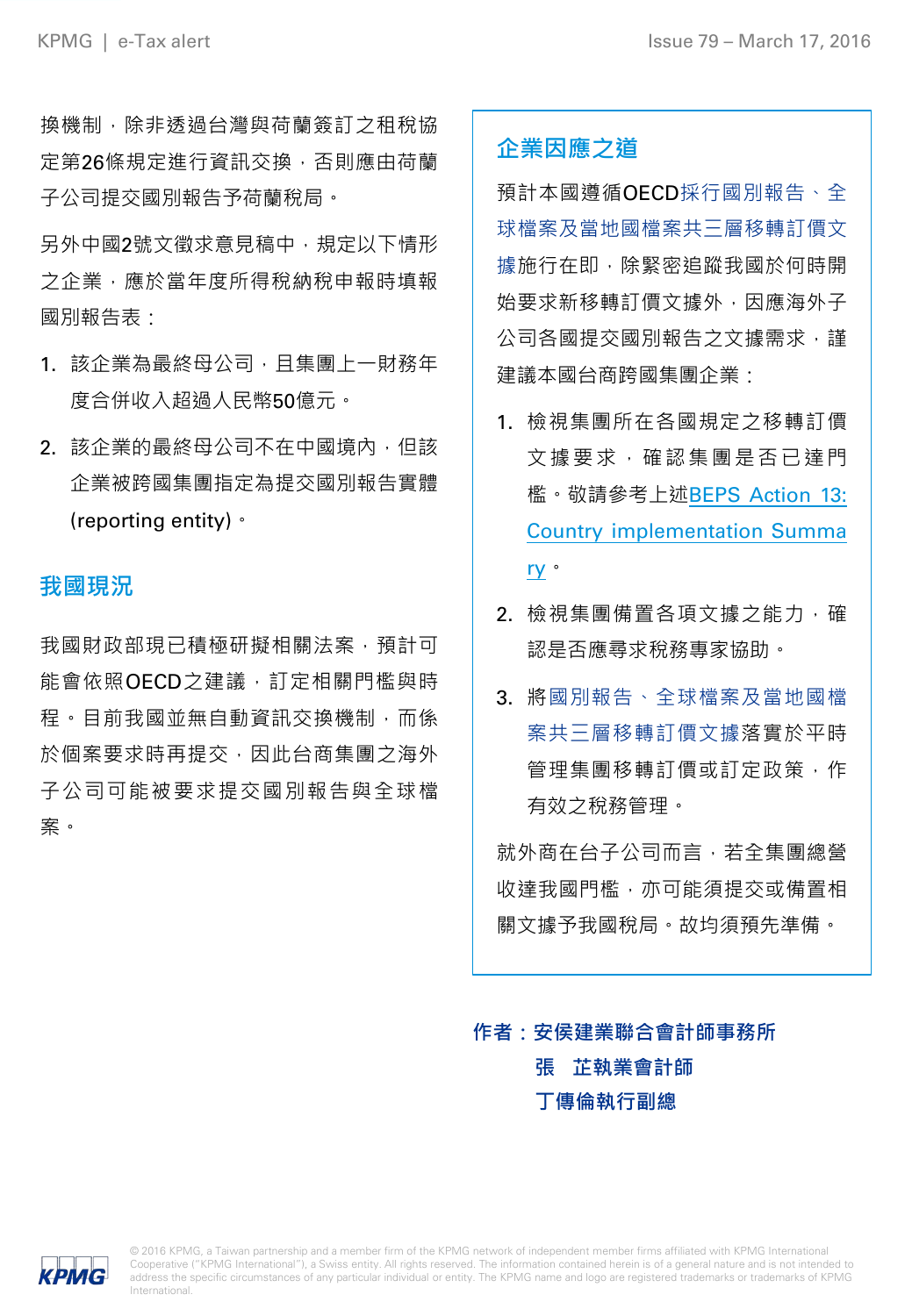換機制，除非透過台灣與荷蘭簽訂之租稅協定第26條規定進行資訊交換，否則應由荷蘭子公司提交國別報告予荷蘭稅局。

另外中國2號文徵求意見稿中，規定以下情形之企業，應於當年度所得稅納稅申報時填報國別報告表：

1. 該企業為最終母公司，且集團上一財務年度合併收入超過人民幣50億元。
2. 該企業的最終母公司不在中國境內，但該企業被跨國集團指定為提交國別報告實體(reporting entity)。

## 我國現況

我國財政部現已積極研擬相關法案，預計可能會依照OECD之建議，訂定相關門檻與時程。目前我國並無自動資訊交換機制，而係於個案要求時再提交，因此台商集團之海外子公司可能被要求提交國別報告與全球檔案。

## 企業因應之道

預計本國遵循OECD採行國別報告、全球檔案及當地國檔案共三層移轉訂價文據施行在即，除緊密追蹤我國於何時開始要求新移轉訂價文據外，因應海外子公司各國提交國別報告之文據需求，謹建議本國台商跨國集團企業：

1. 檢視集團所在各國規定之移轉訂價文據要求，確認集團是否已達門檻。敬請參考上述BEPS Action 13: Country implementation Summary。
2. 檢視集團備置各項文據之能力，確認是否應尋求稅務專家協助。
3. 將國別報告、全球檔案及當地國檔案共三層移轉訂價文據落實於平時管理集團移轉訂價或訂定政策，作有效之稅務管理。

就外商在台子公司而言，若全集團總營收達我國門檻，亦可能須提交或備置相關文據予我國稅局。故均須預先準備。

**作者：安侯建業聯合會計師事務所**
**張　芷執業會計師**
**丁傳倫執行副總**

© 2016 KPMG, a Taiwan partnership and a member firm of the KPMG network of independent member firms affiliated with KPMG International Cooperative ("KPMG International"), a Swiss entity. All rights reserved. The information contained herein is of a general nature and is not intended to address the specific circumstances of any particular individual or entity. The KPMG name and logo are registered trademarks or trademarks of KPMG International.